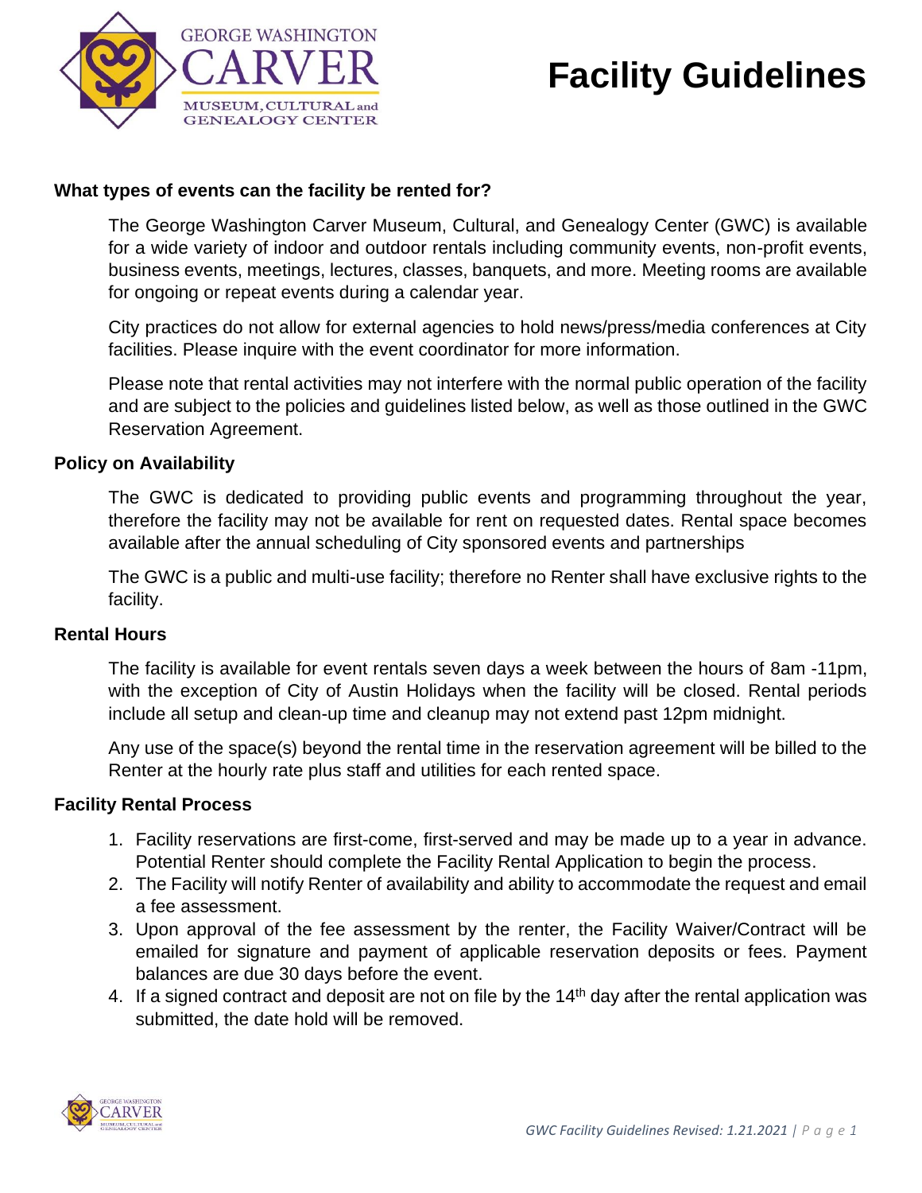# Facility Guidelines

### What types of events can the facility be rented for?

The George Washington Carver Museum, Cultural, and Genealogy Center (GWC) is available for a wide variety of indoor and outdoor rentals including community events, non-profit events, business events, meetings, lectures, classes, banquets, and more. Meeting rooms are available for ongoing or repeat events during a calendar year.

City practices do not allow for external agencies to hold news/press/media conferences at City facilities. Please inquire with the event coordinator for more information.

Please note that rental activities may not interfere with the normal public operation of the facility and are subject to the policies and guidelines listed below, as well as those outlined in the GWC Reservation Agreement.

### Policy on Availability

The GWC is dedicated to providing public events and programming throughout the year, therefore the facility may not be available for rent on requested dates. Rental space becomes available after the annual scheduling of City sponsored events and partnerships

The GWC is a public and multi-use facility; therefore no Renter shall have exclusive rights to the facility.

### Rental Hours

The facility is available for event rentals seven days a week between the hours of 8am -11pm, with the exception of City of Austin Holidays when the facility will be closed. Rental periods include all setup and clean-up time and cleanup may not extend past 12pm midnight.

Any use of the space(s) beyond the rental time in the reservation agreement will be billed to the Renter at the hourly rate plus staff and utilities for each rented space.

### Facility Rental Process

1. Facility reservations are first-come, first-served and may be made up to a year in advance. Potential Renter should complete the Facility Rental Application to begin the process.
2. The Facility will notify Renter of availability and ability to accommodate the request and email a fee assessment.
3. Upon approval of the fee assessment by the renter, the Facility Waiver/Contract will be emailed for signature and payment of applicable reservation deposits or fees. Payment balances are due 30 days before the event.
4. If a signed contract and deposit are not on file by the 14th day after the rental application was submitted, the date hold will be removed.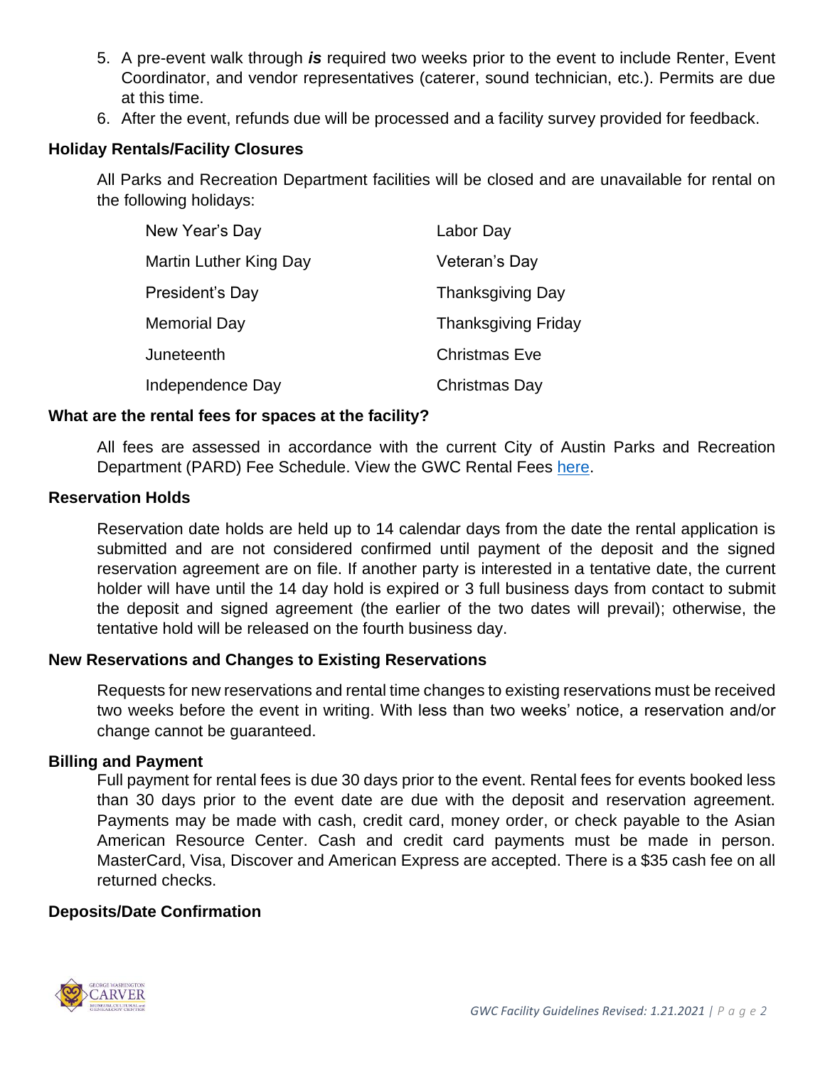5. A pre-event walk through ***is*** required two weeks prior to the event to include Renter, Event Coordinator, and vendor representatives (caterer, sound technician, etc.). Permits are due at this time.
6. After the event, refunds due will be processed and a facility survey provided for feedback.

**Holiday Rentals/Facility Closures**

All Parks and Recreation Department facilities will be closed and are unavailable for rental on the following holidays:

| | |
|---|---|
| New Year's Day | Labor Day |
| Martin Luther King Day | Veteran's Day |
| President's Day | Thanksgiving Day |
| Memorial Day | Thanksgiving Friday |
| Juneteenth | Christmas Eve |
| Independence Day | Christmas Day |

**What are the rental fees for spaces at the facility?**

All fees are assessed in accordance with the current City of Austin Parks and Recreation Department (PARD) Fee Schedule. View the GWC Rental Fees here.

**Reservation Holds**

Reservation date holds are held up to 14 calendar days from the date the rental application is submitted and are not considered confirmed until payment of the deposit and the signed reservation agreement are on file. If another party is interested in a tentative date, the current holder will have until the 14 day hold is expired or 3 full business days from contact to submit the deposit and signed agreement (the earlier of the two dates will prevail); otherwise, the tentative hold will be released on the fourth business day.

**New Reservations and Changes to Existing Reservations**

Requests for new reservations and rental time changes to existing reservations must be received two weeks before the event in writing. With less than two weeks' notice, a reservation and/or change cannot be guaranteed.

**Billing and Payment**

Full payment for rental fees is due 30 days prior to the event. Rental fees for events booked less than 30 days prior to the event date are due with the deposit and reservation agreement. Payments may be made with cash, credit card, money order, or check payable to the Asian American Resource Center. Cash and credit card payments must be made in person. MasterCard, Visa, Discover and American Express are accepted. There is a $35 cash fee on all returned checks.

**Deposits/Date Confirmation**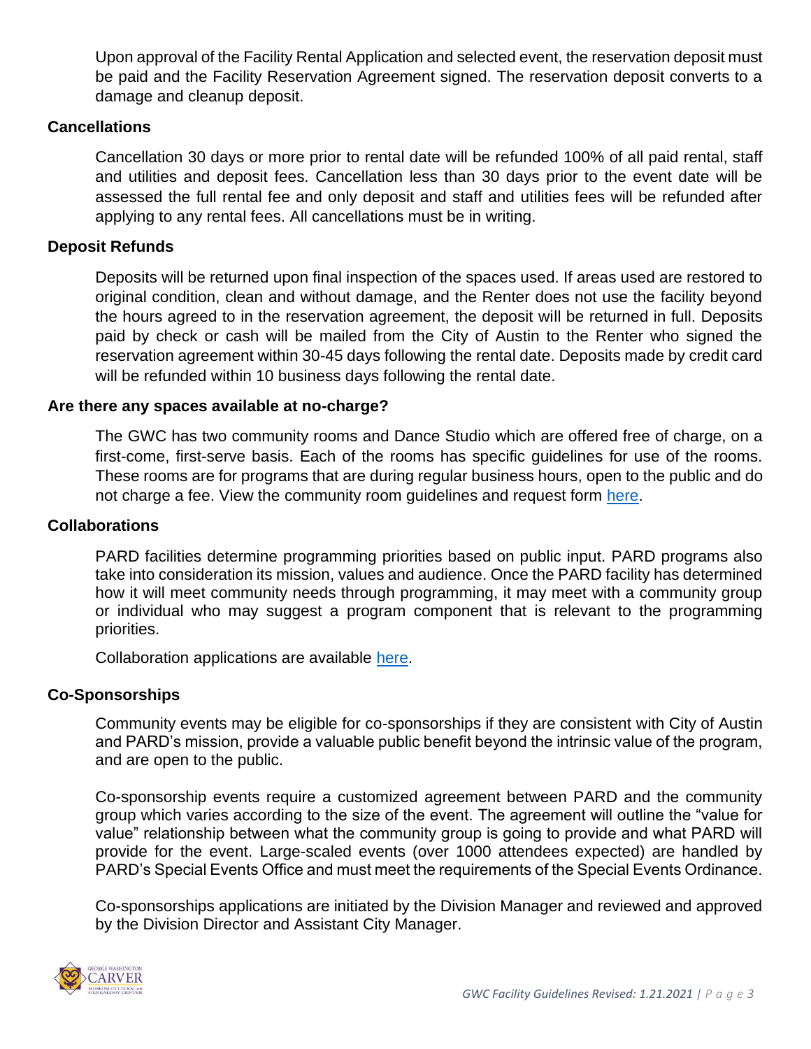Upon approval of the Facility Rental Application and selected event, the reservation deposit must be paid and the Facility Reservation Agreement signed. The reservation deposit converts to a damage and cleanup deposit.

**Cancellations**

Cancellation 30 days or more prior to rental date will be refunded 100% of all paid rental, staff and utilities and deposit fees. Cancellation less than 30 days prior to the event date will be assessed the full rental fee and only deposit and staff and utilities fees will be refunded after applying to any rental fees. All cancellations must be in writing.

**Deposit Refunds**

Deposits will be returned upon final inspection of the spaces used. If areas used are restored to original condition, clean and without damage, and the Renter does not use the facility beyond the hours agreed to in the reservation agreement, the deposit will be returned in full. Deposits paid by check or cash will be mailed from the City of Austin to the Renter who signed the reservation agreement within 30-45 days following the rental date. Deposits made by credit card will be refunded within 10 business days following the rental date.

**Are there any spaces available at no-charge?**

The GWC has two community rooms and Dance Studio which are offered free of charge, on a first-come, first-serve basis. Each of the rooms has specific guidelines for use of the rooms. These rooms are for programs that are during regular business hours, open to the public and do not charge a fee. View the community room guidelines and request form here.

**Collaborations**

PARD facilities determine programming priorities based on public input. PARD programs also take into consideration its mission, values and audience. Once the PARD facility has determined how it will meet community needs through programming, it may meet with a community group or individual who may suggest a program component that is relevant to the programming priorities.

Collaboration applications are available here.

**Co-Sponsorships**

Community events may be eligible for co-sponsorships if they are consistent with City of Austin and PARD's mission, provide a valuable public benefit beyond the intrinsic value of the program, and are open to the public.

Co-sponsorship events require a customized agreement between PARD and the community group which varies according to the size of the event. The agreement will outline the "value for value" relationship between what the community group is going to provide and what PARD will provide for the event. Large-scaled events (over 1000 attendees expected) are handled by PARD's Special Events Office and must meet the requirements of the Special Events Ordinance.

Co-sponsorships applications are initiated by the Division Manager and reviewed and approved by the Division Director and Assistant City Manager.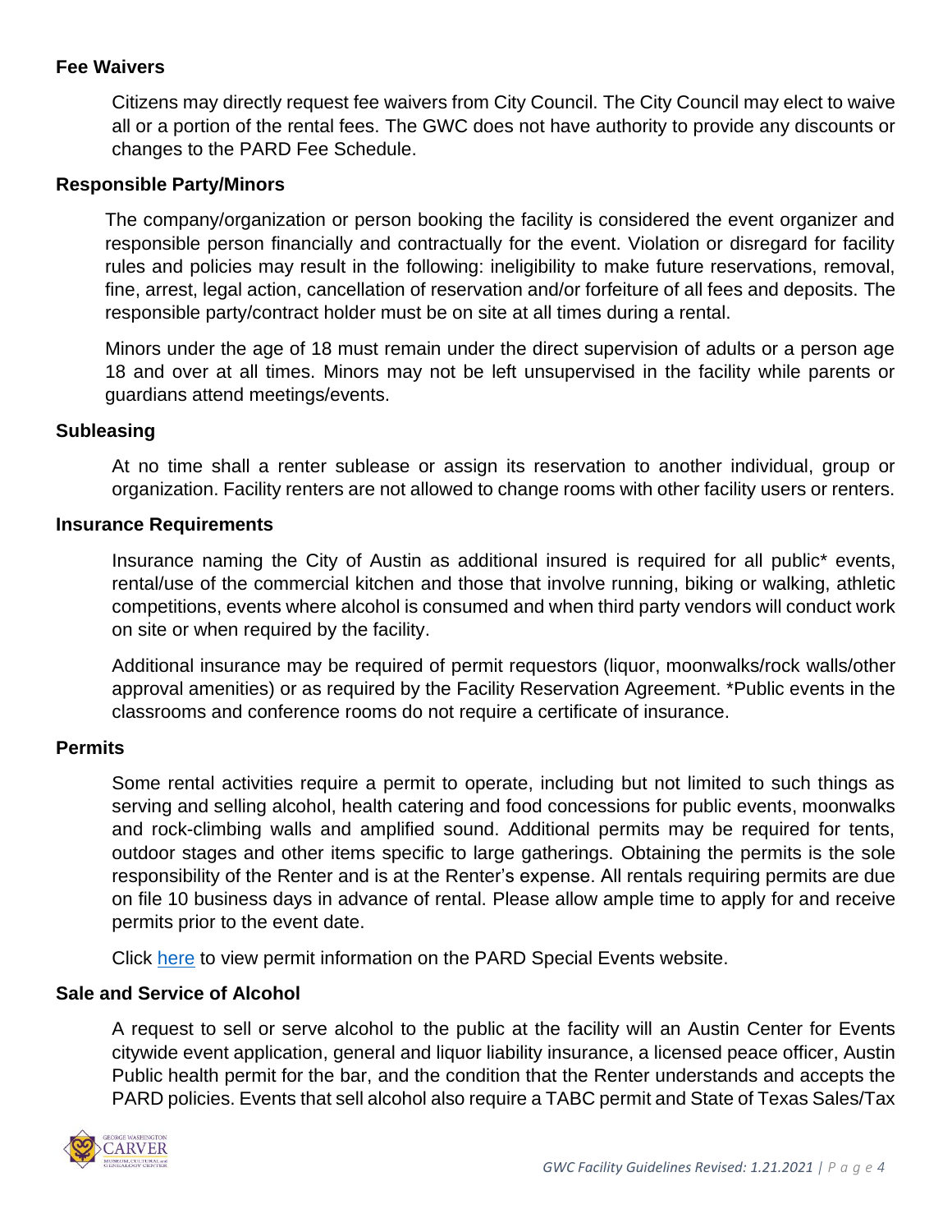## Fee Waivers

Citizens may directly request fee waivers from City Council. The City Council may elect to waive all or a portion of the rental fees. The GWC does not have authority to provide any discounts or changes to the PARD Fee Schedule.

## Responsible Party/Minors

The company/organization or person booking the facility is considered the event organizer and responsible person financially and contractually for the event. Violation or disregard for facility rules and policies may result in the following: ineligibility to make future reservations, removal, fine, arrest, legal action, cancellation of reservation and/or forfeiture of all fees and deposits. The responsible party/contract holder must be on site at all times during a rental.

Minors under the age of 18 must remain under the direct supervision of adults or a person age 18 and over at all times. Minors may not be left unsupervised in the facility while parents or guardians attend meetings/events.

## Subleasing

At no time shall a renter sublease or assign its reservation to another individual, group or organization. Facility renters are not allowed to change rooms with other facility users or renters.

## Insurance Requirements

Insurance naming the City of Austin as additional insured is required for all public* events, rental/use of the commercial kitchen and those that involve running, biking or walking, athletic competitions, events where alcohol is consumed and when third party vendors will conduct work on site or when required by the facility.

Additional insurance may be required of permit requestors (liquor, moonwalks/rock walls/other approval amenities) or as required by the Facility Reservation Agreement. *Public events in the classrooms and conference rooms do not require a certificate of insurance.

## Permits

Some rental activities require a permit to operate, including but not limited to such things as serving and selling alcohol, health catering and food concessions for public events, moonwalks and rock-climbing walls and amplified sound. Additional permits may be required for tents, outdoor stages and other items specific to large gatherings. Obtaining the permits is the sole responsibility of the Renter and is at the Renter's expense. All rentals requiring permits are due on file 10 business days in advance of rental. Please allow ample time to apply for and receive permits prior to the event date.

Click here to view permit information on the PARD Special Events website.

## Sale and Service of Alcohol

A request to sell or serve alcohol to the public at the facility will an Austin Center for Events citywide event application, general and liquor liability insurance, a licensed peace officer, Austin Public health permit for the bar, and the condition that the Renter understands and accepts the PARD policies. Events that sell alcohol also require a TABC permit and State of Texas Sales/Tax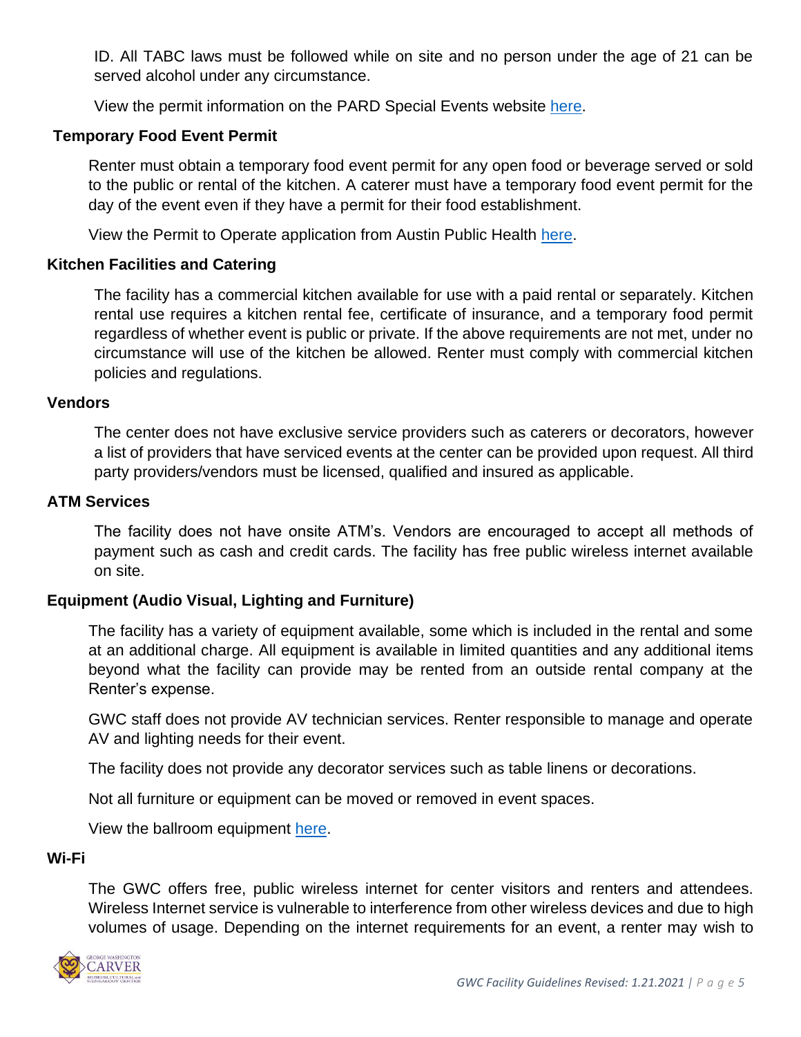ID. All TABC laws must be followed while on site and no person under the age of 21 can be served alcohol under any circumstance.

View the permit information on the PARD Special Events website here.

### Temporary Food Event Permit

Renter must obtain a temporary food event permit for any open food or beverage served or sold to the public or rental of the kitchen. A caterer must have a temporary food event permit for the day of the event even if they have a permit for their food establishment.

View the Permit to Operate application from Austin Public Health here.

### Kitchen Facilities and Catering

The facility has a commercial kitchen available for use with a paid rental or separately. Kitchen rental use requires a kitchen rental fee, certificate of insurance, and a temporary food permit regardless of whether event is public or private. If the above requirements are not met, under no circumstance will use of the kitchen be allowed. Renter must comply with commercial kitchen policies and regulations.

### Vendors

The center does not have exclusive service providers such as caterers or decorators, however a list of providers that have serviced events at the center can be provided upon request. All third party providers/vendors must be licensed, qualified and insured as applicable.

### ATM Services

The facility does not have onsite ATM's. Vendors are encouraged to accept all methods of payment such as cash and credit cards. The facility has free public wireless internet available on site.

### Equipment (Audio Visual, Lighting and Furniture)

The facility has a variety of equipment available, some which is included in the rental and some at an additional charge. All equipment is available in limited quantities and any additional items beyond what the facility can provide may be rented from an outside rental company at the Renter's expense.

GWC staff does not provide AV technician services. Renter responsible to manage and operate AV and lighting needs for their event.

The facility does not provide any decorator services such as table linens or decorations.

Not all furniture or equipment can be moved or removed in event spaces.

View the ballroom equipment here.

### Wi-Fi

The GWC offers free, public wireless internet for center visitors and renters and attendees. Wireless Internet service is vulnerable to interference from other wireless devices and due to high volumes of usage. Depending on the internet requirements for an event, a renter may wish to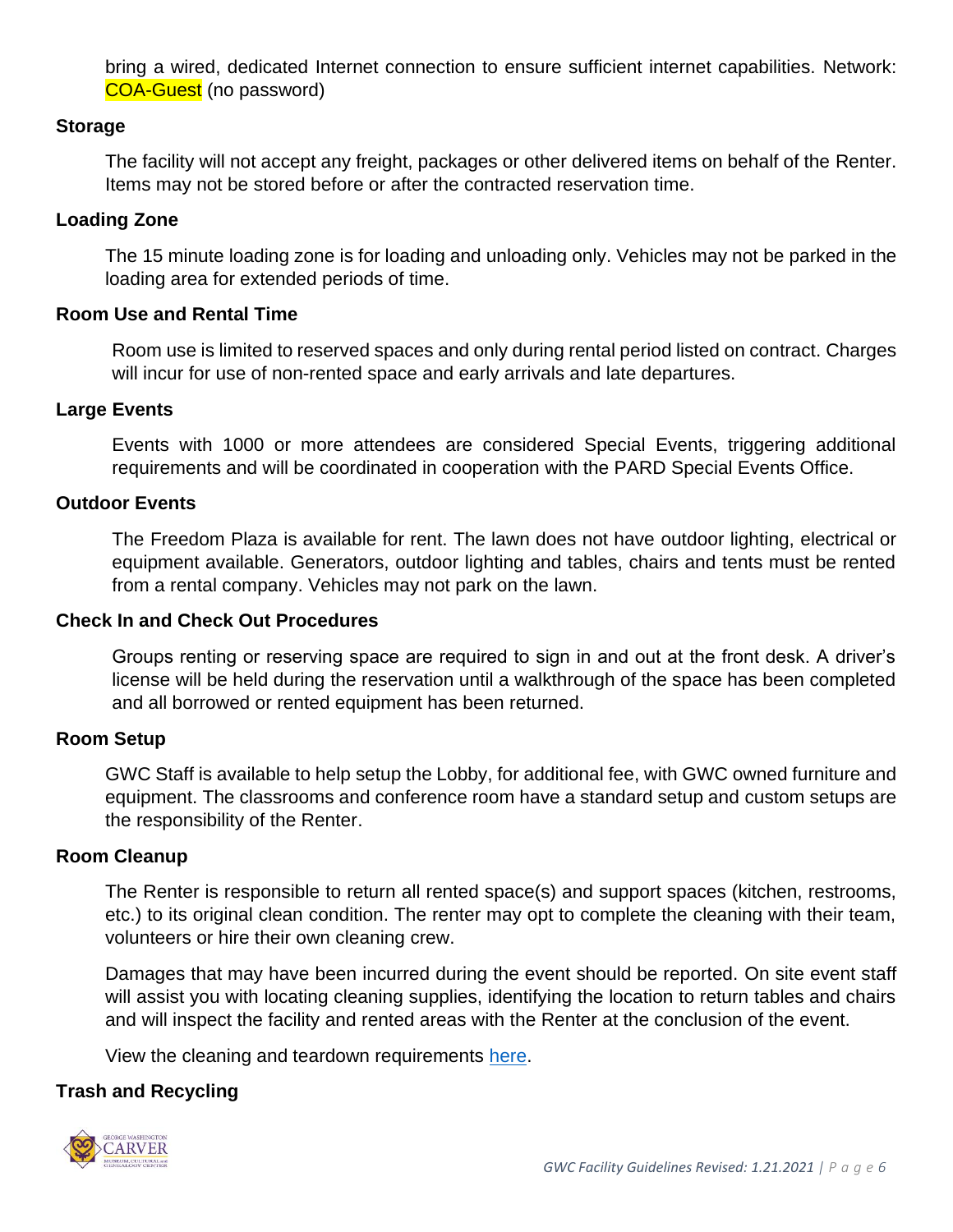bring a wired, dedicated Internet connection to ensure sufficient internet capabilities. Network: COA-Guest (no password)

**Storage**

The facility will not accept any freight, packages or other delivered items on behalf of the Renter. Items may not be stored before or after the contracted reservation time.

**Loading Zone**

The 15 minute loading zone is for loading and unloading only. Vehicles may not be parked in the loading area for extended periods of time.

**Room Use and Rental Time**

Room use is limited to reserved spaces and only during rental period listed on contract. Charges will incur for use of non-rented space and early arrivals and late departures.

**Large Events**

Events with 1000 or more attendees are considered Special Events, triggering additional requirements and will be coordinated in cooperation with the PARD Special Events Office.

**Outdoor Events**

The Freedom Plaza is available for rent. The lawn does not have outdoor lighting, electrical or equipment available. Generators, outdoor lighting and tables, chairs and tents must be rented from a rental company. Vehicles may not park on the lawn.

**Check In and Check Out Procedures**

Groups renting or reserving space are required to sign in and out at the front desk. A driver's license will be held during the reservation until a walkthrough of the space has been completed and all borrowed or rented equipment has been returned.

**Room Setup**

GWC Staff is available to help setup the Lobby, for additional fee, with GWC owned furniture and equipment. The classrooms and conference room have a standard setup and custom setups are the responsibility of the Renter.

**Room Cleanup**

The Renter is responsible to return all rented space(s) and support spaces (kitchen, restrooms, etc.) to its original clean condition. The renter may opt to complete the cleaning with their team, volunteers or hire their own cleaning crew.

Damages that may have been incurred during the event should be reported. On site event staff will assist you with locating cleaning supplies, identifying the location to return tables and chairs and will inspect the facility and rented areas with the Renter at the conclusion of the event.

View the cleaning and teardown requirements here.

**Trash and Recycling**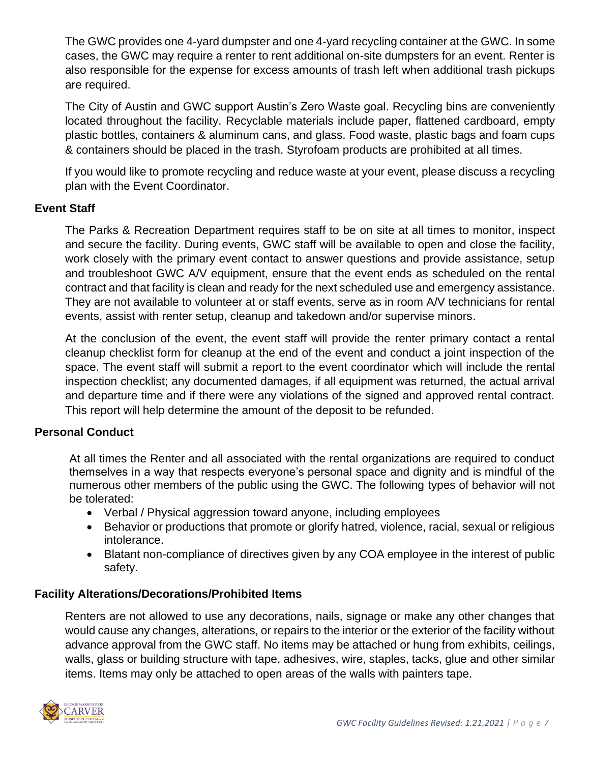The GWC provides one 4-yard dumpster and one 4-yard recycling container at the GWC. In some cases, the GWC may require a renter to rent additional on-site dumpsters for an event. Renter is also responsible for the expense for excess amounts of trash left when additional trash pickups are required.

The City of Austin and GWC support Austin's Zero Waste goal. Recycling bins are conveniently located throughout the facility. Recyclable materials include paper, flattened cardboard, empty plastic bottles, containers & aluminum cans, and glass. Food waste, plastic bags and foam cups & containers should be placed in the trash. Styrofoam products are prohibited at all times.

If you would like to promote recycling and reduce waste at your event, please discuss a recycling plan with the Event Coordinator.

### Event Staff

The Parks & Recreation Department requires staff to be on site at all times to monitor, inspect and secure the facility. During events, GWC staff will be available to open and close the facility, work closely with the primary event contact to answer questions and provide assistance, setup and troubleshoot GWC A/V equipment, ensure that the event ends as scheduled on the rental contract and that facility is clean and ready for the next scheduled use and emergency assistance. They are not available to volunteer at or staff events, serve as in room A/V technicians for rental events, assist with renter setup, cleanup and takedown and/or supervise minors.

At the conclusion of the event, the event staff will provide the renter primary contact a rental cleanup checklist form for cleanup at the end of the event and conduct a joint inspection of the space. The event staff will submit a report to the event coordinator which will include the rental inspection checklist; any documented damages, if all equipment was returned, the actual arrival and departure time and if there were any violations of the signed and approved rental contract. This report will help determine the amount of the deposit to be refunded.

### Personal Conduct

At all times the Renter and all associated with the rental organizations are required to conduct themselves in a way that respects everyone's personal space and dignity and is mindful of the numerous other members of the public using the GWC. The following types of behavior will not be tolerated:

- Verbal / Physical aggression toward anyone, including employees
- Behavior or productions that promote or glorify hatred, violence, racial, sexual or religious intolerance.
- Blatant non-compliance of directives given by any COA employee in the interest of public safety.

### Facility Alterations/Decorations/Prohibited Items

Renters are not allowed to use any decorations, nails, signage or make any other changes that would cause any changes, alterations, or repairs to the interior or the exterior of the facility without advance approval from the GWC staff. No items may be attached or hung from exhibits, ceilings, walls, glass or building structure with tape, adhesives, wire, staples, tacks, glue and other similar items. Items may only be attached to open areas of the walls with painters tape.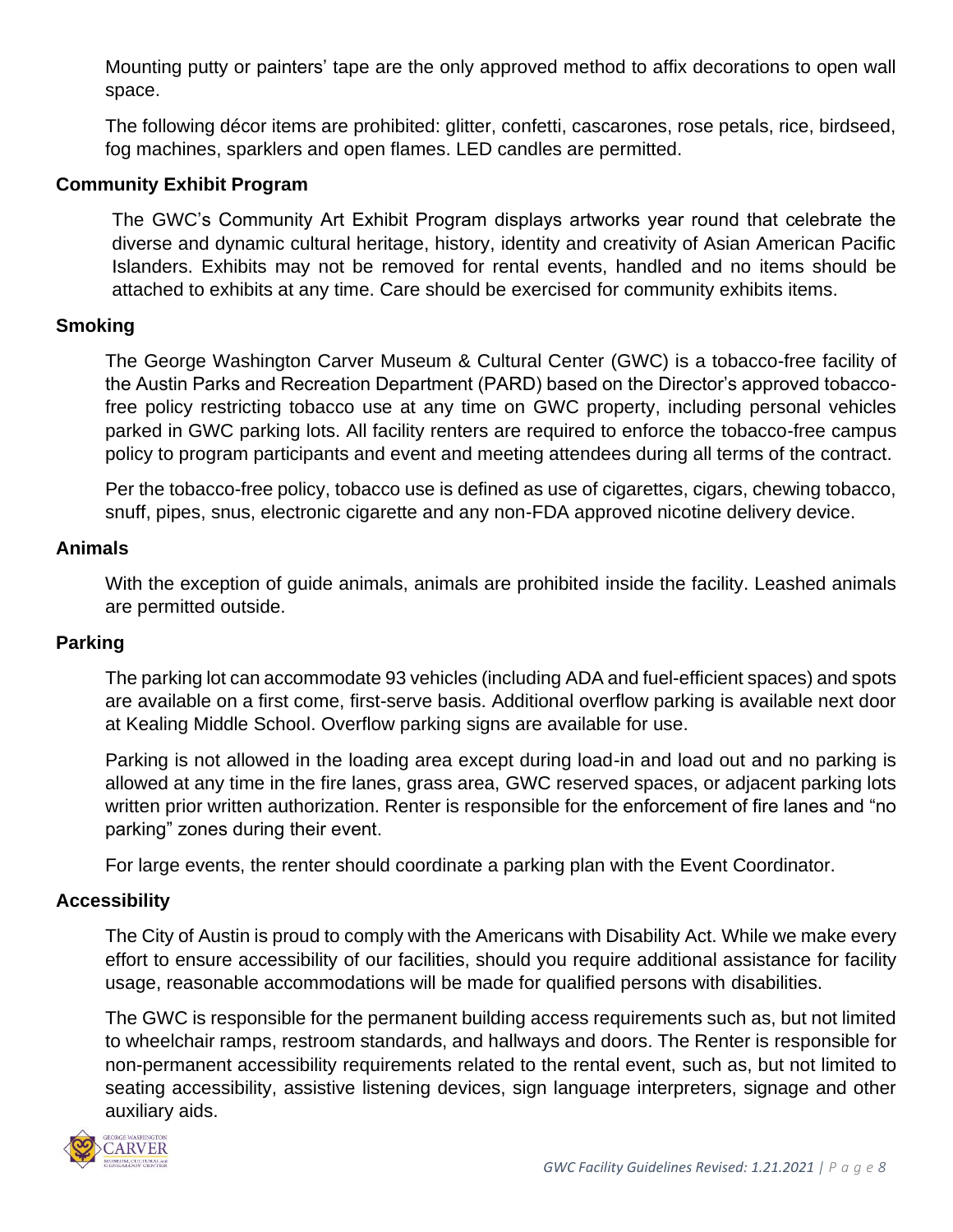Mounting putty or painters' tape are the only approved method to affix decorations to open wall space.

The following décor items are prohibited: glitter, confetti, cascarones, rose petals, rice, birdseed, fog machines, sparklers and open flames. LED candles are permitted.

**Community Exhibit Program**

The GWC's Community Art Exhibit Program displays artworks year round that celebrate the diverse and dynamic cultural heritage, history, identity and creativity of Asian American Pacific Islanders. Exhibits may not be removed for rental events, handled and no items should be attached to exhibits at any time. Care should be exercised for community exhibits items.

**Smoking**

The George Washington Carver Museum & Cultural Center (GWC) is a tobacco-free facility of the Austin Parks and Recreation Department (PARD) based on the Director's approved tobacco-free policy restricting tobacco use at any time on GWC property, including personal vehicles parked in GWC parking lots. All facility renters are required to enforce the tobacco-free campus policy to program participants and event and meeting attendees during all terms of the contract.

Per the tobacco-free policy, tobacco use is defined as use of cigarettes, cigars, chewing tobacco, snuff, pipes, snus, electronic cigarette and any non-FDA approved nicotine delivery device.

**Animals**

With the exception of guide animals, animals are prohibited inside the facility. Leashed animals are permitted outside.

**Parking**

The parking lot can accommodate 93 vehicles (including ADA and fuel-efficient spaces) and spots are available on a first come, first-serve basis. Additional overflow parking is available next door at Kealing Middle School. Overflow parking signs are available for use.

Parking is not allowed in the loading area except during load-in and load out and no parking is allowed at any time in the fire lanes, grass area, GWC reserved spaces, or adjacent parking lots written prior written authorization. Renter is responsible for the enforcement of fire lanes and "no parking" zones during their event.

For large events, the renter should coordinate a parking plan with the Event Coordinator.

**Accessibility**

The City of Austin is proud to comply with the Americans with Disability Act. While we make every effort to ensure accessibility of our facilities, should you require additional assistance for facility usage, reasonable accommodations will be made for qualified persons with disabilities.

The GWC is responsible for the permanent building access requirements such as, but not limited to wheelchair ramps, restroom standards, and hallways and doors. The Renter is responsible for non-permanent accessibility requirements related to the rental event, such as, but not limited to seating accessibility, assistive listening devices, sign language interpreters, signage and other auxiliary aids.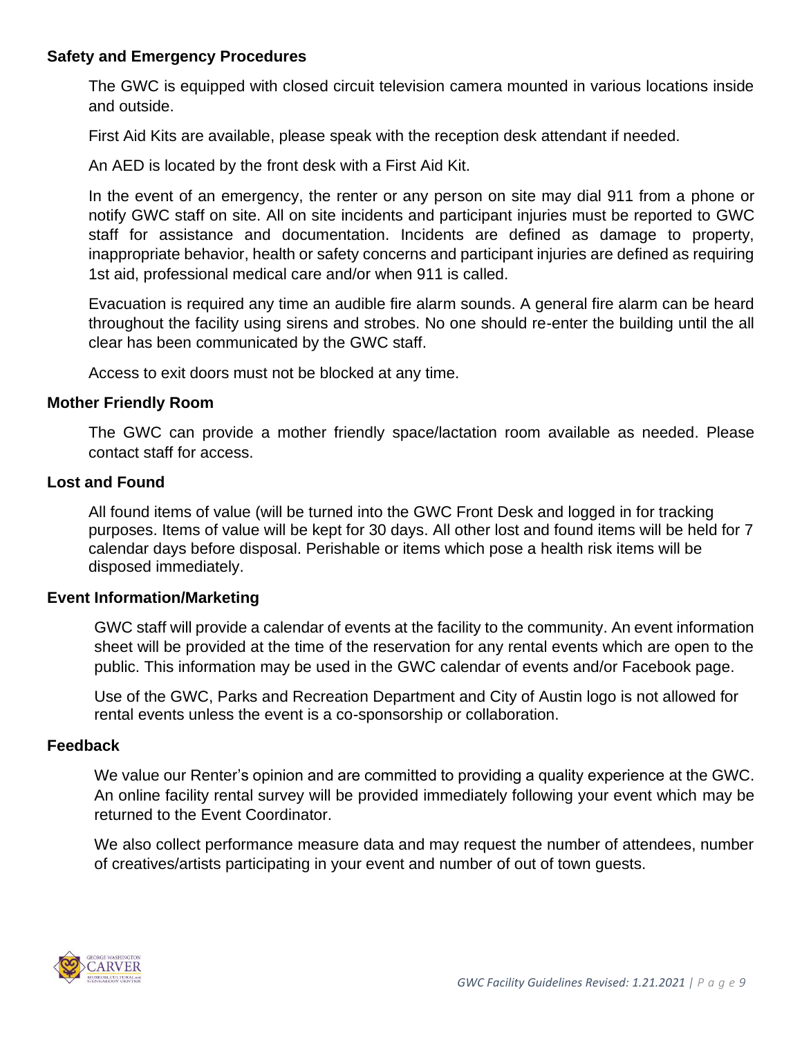### Safety and Emergency Procedures

The GWC is equipped with closed circuit television camera mounted in various locations inside and outside.

First Aid Kits are available, please speak with the reception desk attendant if needed.

An AED is located by the front desk with a First Aid Kit.

In the event of an emergency, the renter or any person on site may dial 911 from a phone or notify GWC staff on site. All on site incidents and participant injuries must be reported to GWC staff for assistance and documentation. Incidents are defined as damage to property, inappropriate behavior, health or safety concerns and participant injuries are defined as requiring 1st aid, professional medical care and/or when 911 is called.

Evacuation is required any time an audible fire alarm sounds. A general fire alarm can be heard throughout the facility using sirens and strobes. No one should re-enter the building until the all clear has been communicated by the GWC staff.

Access to exit doors must not be blocked at any time.

### Mother Friendly Room

The GWC can provide a mother friendly space/lactation room available as needed. Please contact staff for access.

### Lost and Found

All found items of value (will be turned into the GWC Front Desk and logged in for tracking purposes. Items of value will be kept for 30 days. All other lost and found items will be held for 7 calendar days before disposal. Perishable or items which pose a health risk items will be disposed immediately.

### Event Information/Marketing

GWC staff will provide a calendar of events at the facility to the community. An event information sheet will be provided at the time of the reservation for any rental events which are open to the public. This information may be used in the GWC calendar of events and/or Facebook page.

Use of the GWC, Parks and Recreation Department and City of Austin logo is not allowed for rental events unless the event is a co-sponsorship or collaboration.

### Feedback

We value our Renter's opinion and are committed to providing a quality experience at the GWC. An online facility rental survey will be provided immediately following your event which may be returned to the Event Coordinator.

We also collect performance measure data and may request the number of attendees, number of creatives/artists participating in your event and number of out of town guests.